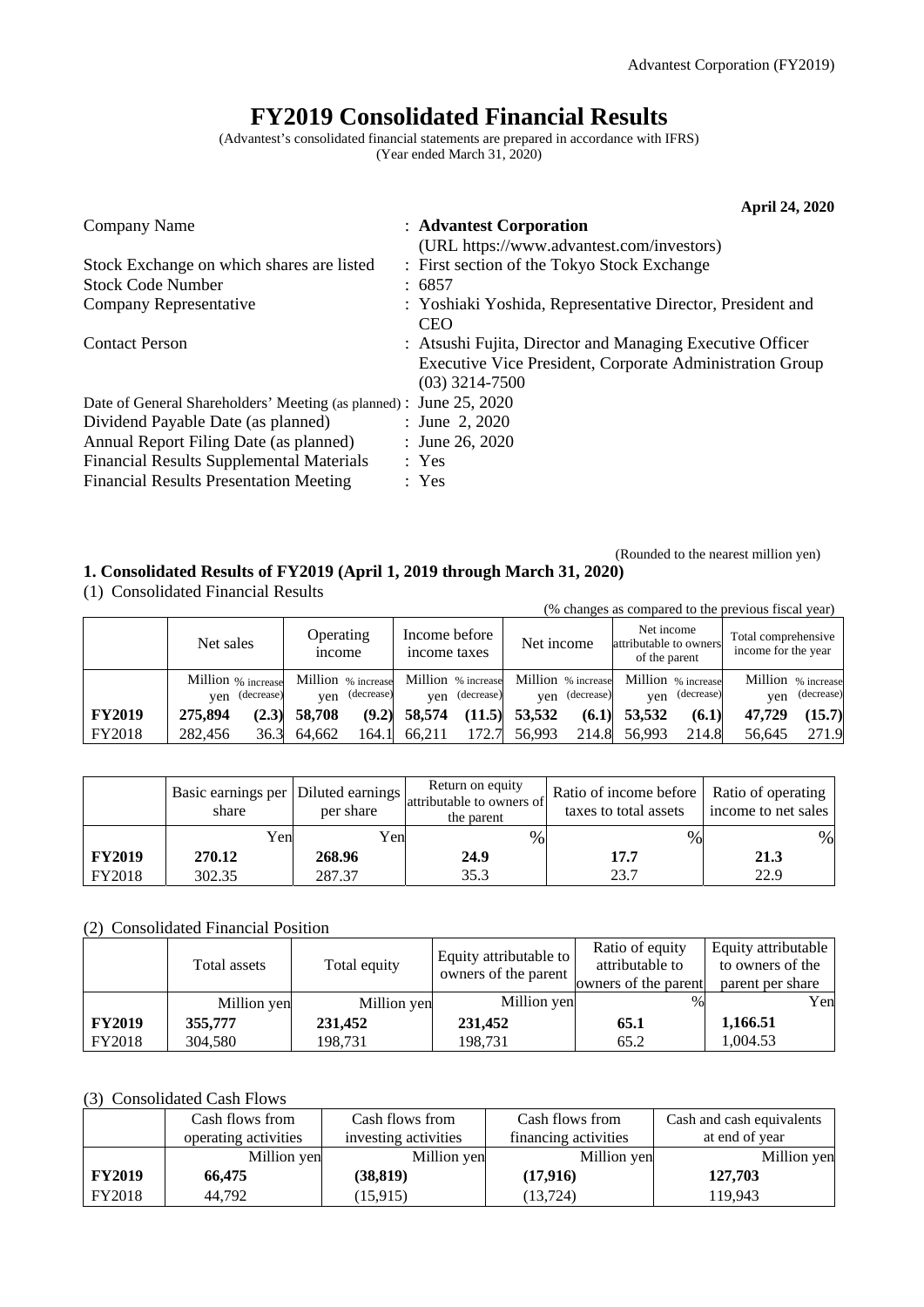# FY2019 Consolidated Financial Results

(Advantest's consolidated financial statements are prepared in accordance with IFRS)
(Year ended March 31, 2020)

**April 24, 2020**

| | |
|---|---|
| Company Name | : **Advantest Corporation** (URL https://www.advantest.com/investors) |
| Stock Exchange on which shares are listed | : First section of the Tokyo Stock Exchange |
| Stock Code Number | : 6857 |
| Company Representative | : Yoshiaki Yoshida, Representative Director, President and CEO |
| Contact Person | : Atsushi Fujita, Director and Managing Executive Officer Executive Vice President, Corporate Administration Group (03) 3214-7500 |
| Date of General Shareholders' Meeting (as planned) | : June 25, 2020 |
| Dividend Payable Date (as planned) | : June 2, 2020 |
| Annual Report Filing Date (as planned) | : June 26, 2020 |
| Financial Results Supplemental Materials | : Yes |
| Financial Results Presentation Meeting | : Yes |

(Rounded to the nearest million yen)

## 1. Consolidated Results of FY2019 (April 1, 2019 through March 31, 2020)

### (1) Consolidated Financial Results

(% changes as compared to the previous fiscal year)

| | Net sales | | Operating income | | Income before income taxes | | Net income | | Net income attributable to owners of the parent | | Total comprehensive income for the year | |
|---|---|---|---|---|---|---|---|---|---|---|---|---|
| | Million yen | % increase (decrease) | Million yen | % increase (decrease) | Million yen | % increase (decrease) | Million yen | % increase (decrease) | Million yen | % increase (decrease) | Million yen | % increase (decrease) |
| **FY2019** | **275,894** | **(2.3)** | **58,708** | **(9.2)** | **58,574** | **(11.5)** | **53,532** | **(6.1)** | **53,532** | **(6.1)** | **47,729** | **(15.7)** |
| FY2018 | 282,456 | 36.3 | 64,662 | 164.1 | 66,211 | 172.7 | 56,993 | 214.8 | 56,993 | 214.8 | 56,645 | 271.9 |

| | Basic earnings per share | Diluted earnings per share | Return on equity attributable to owners of the parent | Ratio of income before taxes to total assets | Ratio of operating income to net sales |
|---|---|---|---|---|---|
| | Yen | Yen | % | % | % |
| **FY2019** | **270.12** | **268.96** | **24.9** | **17.7** | **21.3** |
| FY2018 | 302.35 | 287.37 | 35.3 | 23.7 | 22.9 |

### (2) Consolidated Financial Position

| | Total assets | Total equity | Equity attributable to owners of the parent | Ratio of equity attributable to owners of the parent | Equity attributable to owners of the parent per share |
|---|---|---|---|---|---|
| | Million yen | Million yen | Million yen | % | Yen |
| **FY2019** | **355,777** | **231,452** | **231,452** | **65.1** | **1,166.51** |
| FY2018 | 304,580 | 198,731 | 198,731 | 65.2 | 1,004.53 |

### (3) Consolidated Cash Flows

| | Cash flows from operating activities | Cash flows from investing activities | Cash flows from financing activities | Cash and cash equivalents at end of year |
|---|---|---|---|---|
| | Million yen | Million yen | Million yen | Million yen |
| **FY2019** | **66,475** | **(38,819)** | **(17,916)** | **127,703** |
| FY2018 | 44,792 | (15,915) | (13,724) | 119,943 |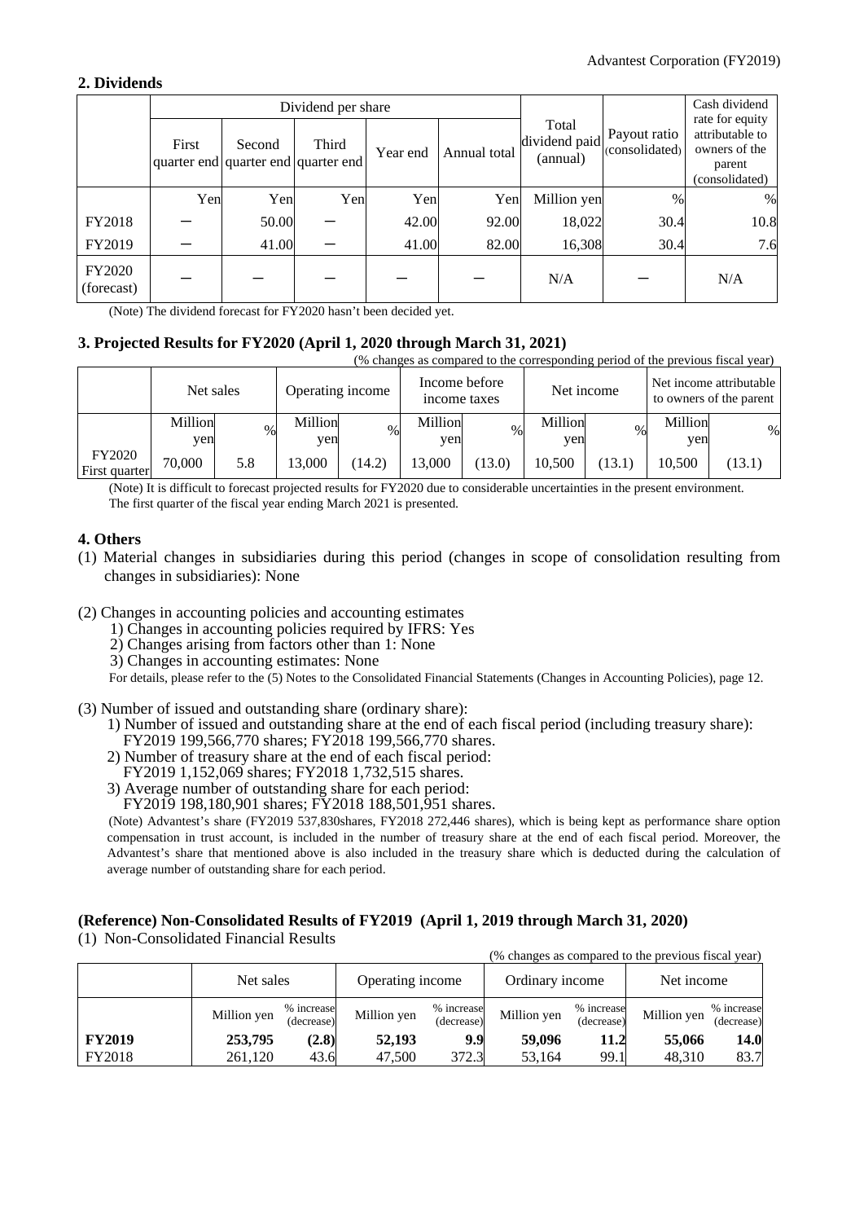## 2. Dividends

| | Dividend per share | | | | | Total dividend paid (annual) | Payout ratio (consolidated) | Cash dividend rate for equity attributable to owners of the parent (consolidated) |
|---|---|---|---|---|---|---|---|---|
| | First quarter end | Second quarter end | Third quarter end | Year end | Annual total | | | |
| | Yen | Yen | Yen | Yen | Yen | Million yen | % | % |
| FY2018 | − | 50.00 | − | 42.00 | 92.00 | 18,022 | 30.4 | 10.8 |
| FY2019 | − | 41.00 | − | 41.00 | 82.00 | 16,308 | 30.4 | 7.6 |
| FY2020 (forecast) | − | − | − | − | − | N/A | − | N/A |

(Note) The dividend forecast for FY2020 hasn't been decided yet.

## 3. Projected Results for FY2020 (April 1, 2020 through March 31, 2021)

(% changes as compared to the corresponding period of the previous fiscal year)

| | Net sales | | Operating income | | Income before income taxes | | Net income | | Net income attributable to owners of the parent | |
|---|---|---|---|---|---|---|---|---|---|---|
| | Million yen | % | Million yen | % | Million yen | % | Million yen | % | Million yen | % |
| FY2020 First quarter | 70,000 | 5.8 | 13,000 | (14.2) | 13,000 | (13.0) | 10,500 | (13.1) | 10,500 | (13.1) |

(Note) It is difficult to forecast projected results for FY2020 due to considerable uncertainties in the present environment. The first quarter of the fiscal year ending March 2021 is presented.

## 4. Others

(1) Material changes in subsidiaries during this period (changes in scope of consolidation resulting from changes in subsidiaries): None

(2) Changes in accounting policies and accounting estimates

1) Changes in accounting policies required by IFRS: Yes

2) Changes arising from factors other than 1: None

3) Changes in accounting estimates: None

For details, please refer to the (5) Notes to the Consolidated Financial Statements (Changes in Accounting Policies), page 12.

(3) Number of issued and outstanding share (ordinary share):

1) Number of issued and outstanding share at the end of each fiscal period (including treasury share):
FY2019 199,566,770 shares; FY2018 199,566,770 shares.

2) Number of treasury share at the end of each fiscal period:
FY2019 1,152,069 shares; FY2018 1,732,515 shares.

3) Average number of outstanding share for each period:
FY2019 198,180,901 shares; FY2018 188,501,951 shares.

(Note) Advantest's share (FY2019 537,830shares, FY2018 272,446 shares), which is being kept as performance share option compensation in trust account, is included in the number of treasury share at the end of each fiscal period. Moreover, the Advantest's share that mentioned above is also included in the treasury share which is deducted during the calculation of average number of outstanding share for each period.

## (Reference) Non-Consolidated Results of FY2019 (April 1, 2019 through March 31, 2020)

(1) Non-Consolidated Financial Results

(% changes as compared to the previous fiscal year)

| | Net sales | | Operating income | | Ordinary income | | Net income | |
|---|---|---|---|---|---|---|---|---|
| | Million yen | % increase (decrease) | Million yen | % increase (decrease) | Million yen | % increase (decrease) | Million yen | % increase (decrease) |
| **FY2019** | **253,795** | **(2.8)** | **52,193** | **9.9** | **59,096** | **11.2** | **55,066** | **14.0** |
| FY2018 | 261,120 | 43.6 | 47,500 | 372.3 | 53,164 | 99.1 | 48,310 | 83.7 |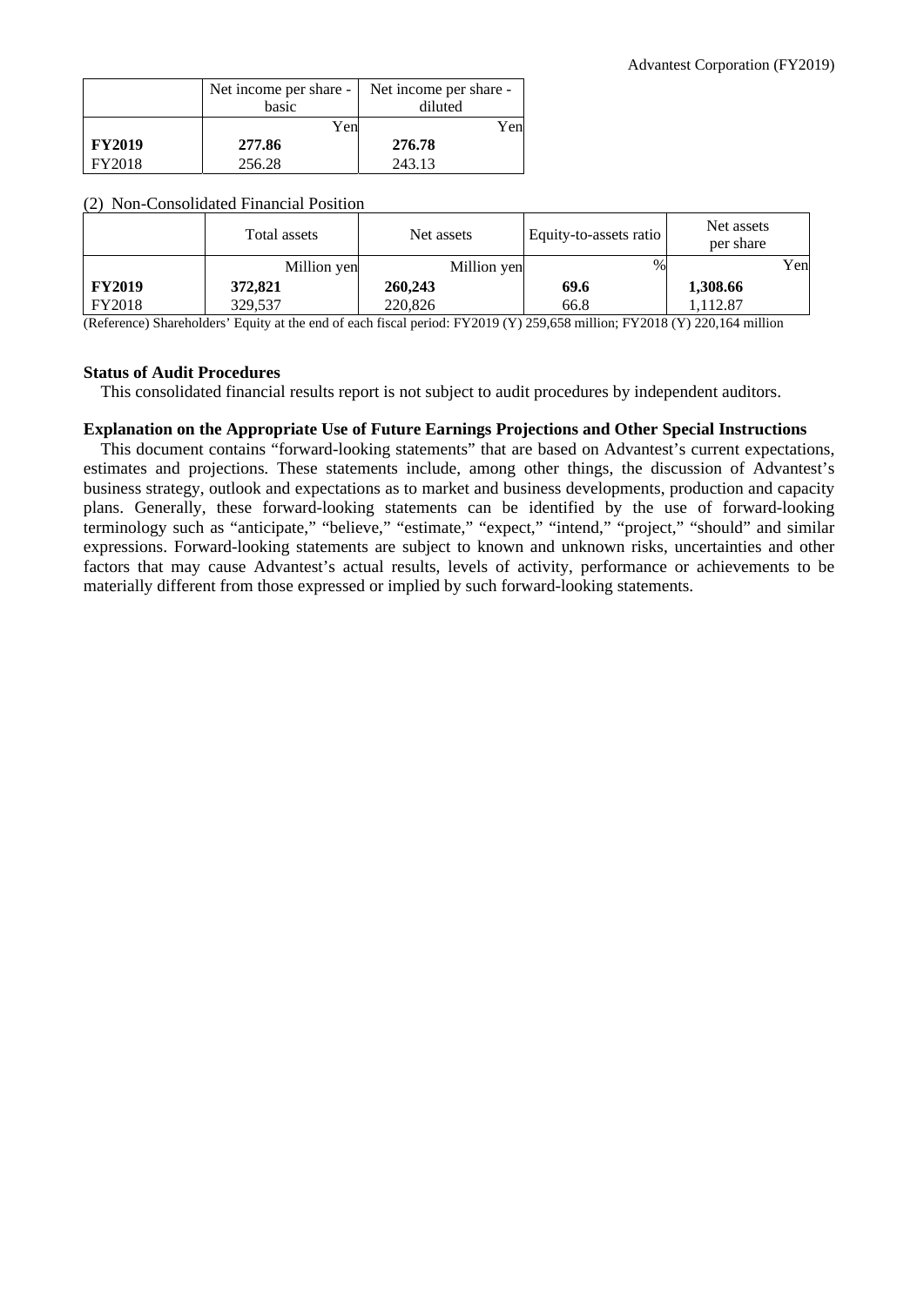| | Net income per share - basic | Net income per share - diluted |
|---|---|---|
| | Yen | Yen |
| **FY2019** | **277.86** | **276.78** |
| FY2018 | 256.28 | 243.13 |

(2) Non-Consolidated Financial Position

| | Total assets | Net assets | Equity-to-assets ratio | Net assets per share |
|---|---|---|---|---|
| | Million yen | Million yen | % | Yen |
| **FY2019** | **372,821** | **260,243** | **69.6** | **1,308.66** |
| FY2018 | 329,537 | 220,826 | 66.8 | 1,112.87 |

(Reference) Shareholders' Equity at the end of each fiscal period: FY2019 (Y) 259,658 million; FY2018 (Y) 220,164 million

**Status of Audit Procedures**

This consolidated financial results report is not subject to audit procedures by independent auditors.

**Explanation on the Appropriate Use of Future Earnings Projections and Other Special Instructions**

This document contains "forward-looking statements" that are based on Advantest's current expectations, estimates and projections. These statements include, among other things, the discussion of Advantest's business strategy, outlook and expectations as to market and business developments, production and capacity plans. Generally, these forward-looking statements can be identified by the use of forward-looking terminology such as "anticipate," "believe," "estimate," "expect," "intend," "project," "should" and similar expressions. Forward-looking statements are subject to known and unknown risks, uncertainties and other factors that may cause Advantest's actual results, levels of activity, performance or achievements to be materially different from those expressed or implied by such forward-looking statements.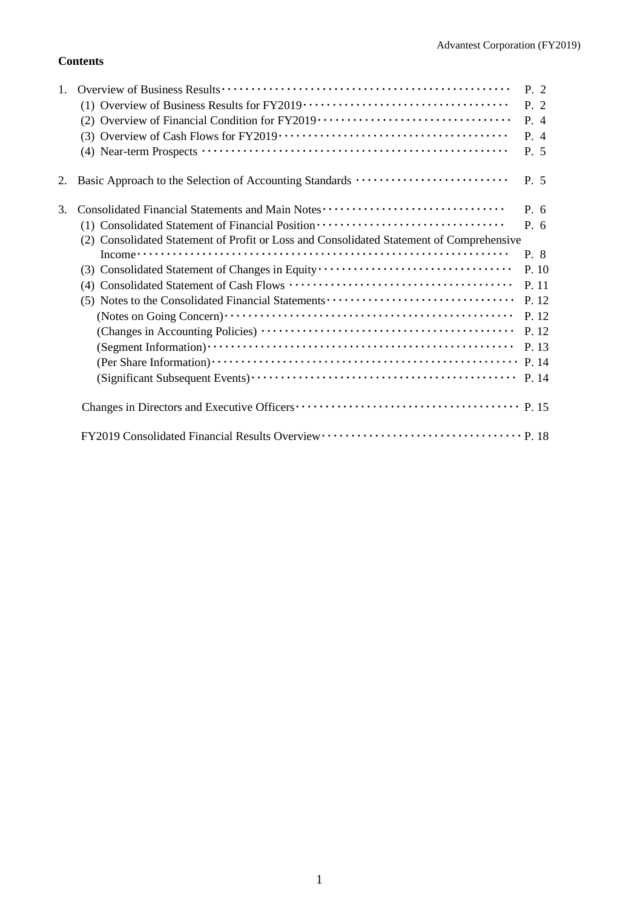**Contents**

1. Overview of Business Results ··· P. 2
   - (1) Overview of Business Results for FY2019 ··· P. 2
   - (2) Overview of Financial Condition for FY2019 ··· P. 4
   - (3) Overview of Cash Flows for FY2019 ··· P. 4
   - (4) Near-term Prospects ··· P. 5

2. Basic Approach to the Selection of Accounting Standards ··· P. 5

3. Consolidated Financial Statements and Main Notes ··· P. 6
   - (1) Consolidated Statement of Financial Position ··· P. 6
   - (2) Consolidated Statement of Profit or Loss and Consolidated Statement of Comprehensive Income ··· P. 8
   - (3) Consolidated Statement of Changes in Equity ··· P. 10
   - (4) Consolidated Statement of Cash Flows ··· P. 11
   - (5) Notes to the Consolidated Financial Statements ··· P. 12
     - (Notes on Going Concern) ··· P. 12
     - (Changes in Accounting Policies) ··· P. 12
     - (Segment Information) ··· P. 13
     - (Per Share Information) ··· P. 14
     - (Significant Subsequent Events) ··· P. 14

Changes in Directors and Executive Officers ··· P. 15

FY2019 Consolidated Financial Results Overview ··· P. 18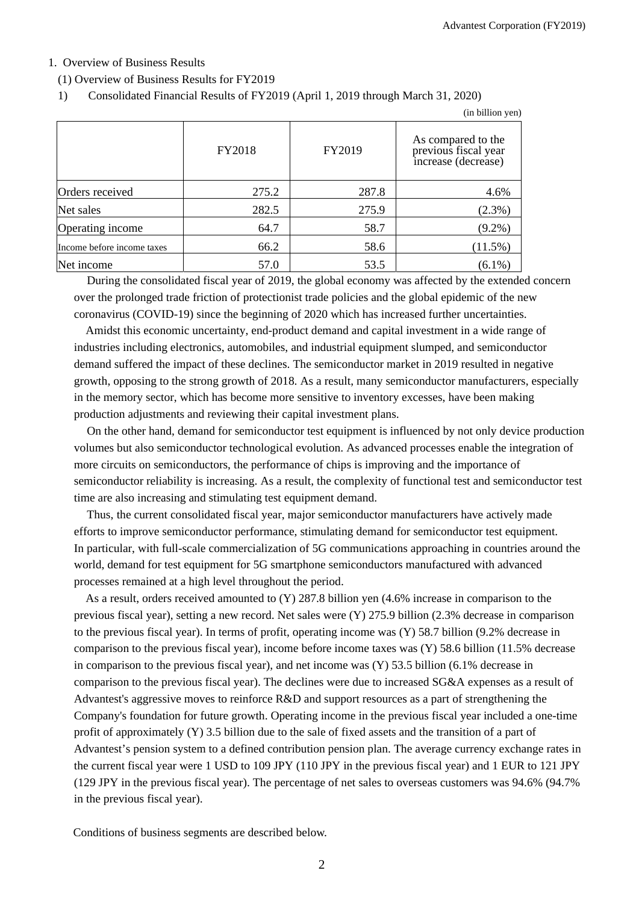1. Overview of Business Results

(1) Overview of Business Results for FY2019

1) Consolidated Financial Results of FY2019 (April 1, 2019 through March 31, 2020)

(in billion yen)

| | FY2018 | FY2019 | As compared to the previous fiscal year increase (decrease) |
|---|---|---|---|
| Orders received | 275.2 | 287.8 | 4.6% |
| Net sales | 282.5 | 275.9 | (2.3%) |
| Operating income | 64.7 | 58.7 | (9.2%) |
| Income before income taxes | 66.2 | 58.6 | (11.5%) |
| Net income | 57.0 | 53.5 | (6.1%) |

During the consolidated fiscal year of 2019, the global economy was affected by the extended concern over the prolonged trade friction of protectionist trade policies and the global epidemic of the new coronavirus (COVID-19) since the beginning of 2020 which has increased further uncertainties.

Amidst this economic uncertainty, end-product demand and capital investment in a wide range of industries including electronics, automobiles, and industrial equipment slumped, and semiconductor demand suffered the impact of these declines. The semiconductor market in 2019 resulted in negative growth, opposing to the strong growth of 2018. As a result, many semiconductor manufacturers, especially in the memory sector, which has become more sensitive to inventory excesses, have been making production adjustments and reviewing their capital investment plans.

On the other hand, demand for semiconductor test equipment is influenced by not only device production volumes but also semiconductor technological evolution. As advanced processes enable the integration of more circuits on semiconductors, the performance of chips is improving and the importance of semiconductor reliability is increasing. As a result, the complexity of functional test and semiconductor test time are also increasing and stimulating test equipment demand.

Thus, the current consolidated fiscal year, major semiconductor manufacturers have actively made efforts to improve semiconductor performance, stimulating demand for semiconductor test equipment. In particular, with full-scale commercialization of 5G communications approaching in countries around the world, demand for test equipment for 5G smartphone semiconductors manufactured with advanced processes remained at a high level throughout the period.

As a result, orders received amounted to (Y) 287.8 billion yen (4.6% increase in comparison to the previous fiscal year), setting a new record. Net sales were (Y) 275.9 billion (2.3% decrease in comparison to the previous fiscal year). In terms of profit, operating income was (Y) 58.7 billion (9.2% decrease in comparison to the previous fiscal year), income before income taxes was (Y) 58.6 billion (11.5% decrease in comparison to the previous fiscal year), and net income was (Y) 53.5 billion (6.1% decrease in comparison to the previous fiscal year). The declines were due to increased SG&A expenses as a result of Advantest's aggressive moves to reinforce R&D and support resources as a part of strengthening the Company's foundation for future growth. Operating income in the previous fiscal year included a one-time profit of approximately (Y) 3.5 billion due to the sale of fixed assets and the transition of a part of Advantest's pension system to a defined contribution pension plan. The average currency exchange rates in the current fiscal year were 1 USD to 109 JPY (110 JPY in the previous fiscal year) and 1 EUR to 121 JPY (129 JPY in the previous fiscal year). The percentage of net sales to overseas customers was 94.6% (94.7% in the previous fiscal year).

Conditions of business segments are described below.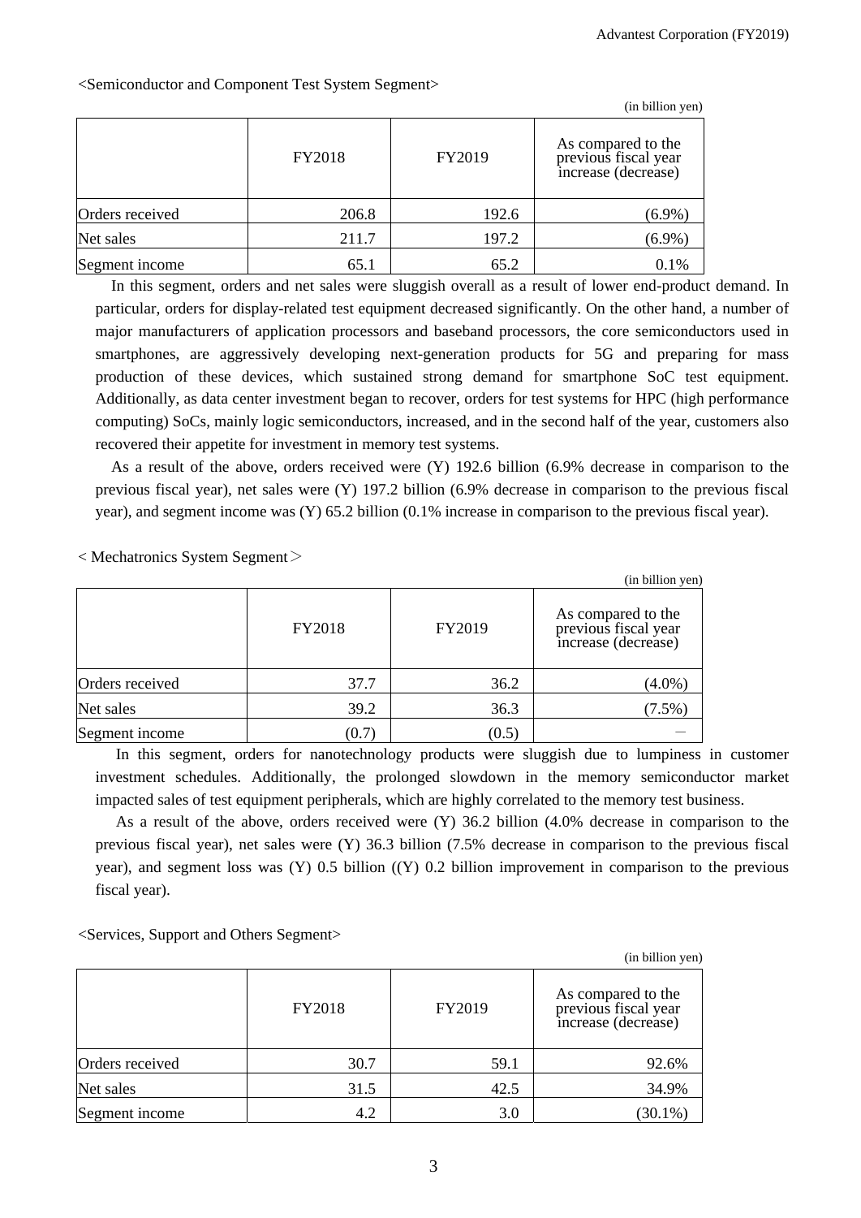<Semiconductor and Component Test System Segment>

(in billion yen)

| | FY2018 | FY2019 | As compared to the previous fiscal year increase (decrease) |
|---|---|---|---|
| Orders received | 206.8 | 192.6 | (6.9%) |
| Net sales | 211.7 | 197.2 | (6.9%) |
| Segment income | 65.1 | 65.2 | 0.1% |

In this segment, orders and net sales were sluggish overall as a result of lower end-product demand. In particular, orders for display-related test equipment decreased significantly. On the other hand, a number of major manufacturers of application processors and baseband processors, the core semiconductors used in smartphones, are aggressively developing next-generation products for 5G and preparing for mass production of these devices, which sustained strong demand for smartphone SoC test equipment. Additionally, as data center investment began to recover, orders for test systems for HPC (high performance computing) SoCs, mainly logic semiconductors, increased, and in the second half of the year, customers also recovered their appetite for investment in memory test systems.

As a result of the above, orders received were (Y) 192.6 billion (6.9% decrease in comparison to the previous fiscal year), net sales were (Y) 197.2 billion (6.9% decrease in comparison to the previous fiscal year), and segment income was (Y) 65.2 billion (0.1% increase in comparison to the previous fiscal year).

< Mechatronics System Segment＞

(in billion yen)

| | FY2018 | FY2019 | As compared to the previous fiscal year increase (decrease) |
|---|---|---|---|
| Orders received | 37.7 | 36.2 | (4.0%) |
| Net sales | 39.2 | 36.3 | (7.5%) |
| Segment income | (0.7) | (0.5) | – |

In this segment, orders for nanotechnology products were sluggish due to lumpiness in customer investment schedules. Additionally, the prolonged slowdown in the memory semiconductor market impacted sales of test equipment peripherals, which are highly correlated to the memory test business.

As a result of the above, orders received were (Y) 36.2 billion (4.0% decrease in comparison to the previous fiscal year), net sales were (Y) 36.3 billion (7.5% decrease in comparison to the previous fiscal year), and segment loss was (Y) 0.5 billion ((Y) 0.2 billion improvement in comparison to the previous fiscal year).

<Services, Support and Others Segment>

(in billion yen)

| | FY2018 | FY2019 | As compared to the previous fiscal year increase (decrease) |
|---|---|---|---|
| Orders received | 30.7 | 59.1 | 92.6% |
| Net sales | 31.5 | 42.5 | 34.9% |
| Segment income | 4.2 | 3.0 | (30.1%) |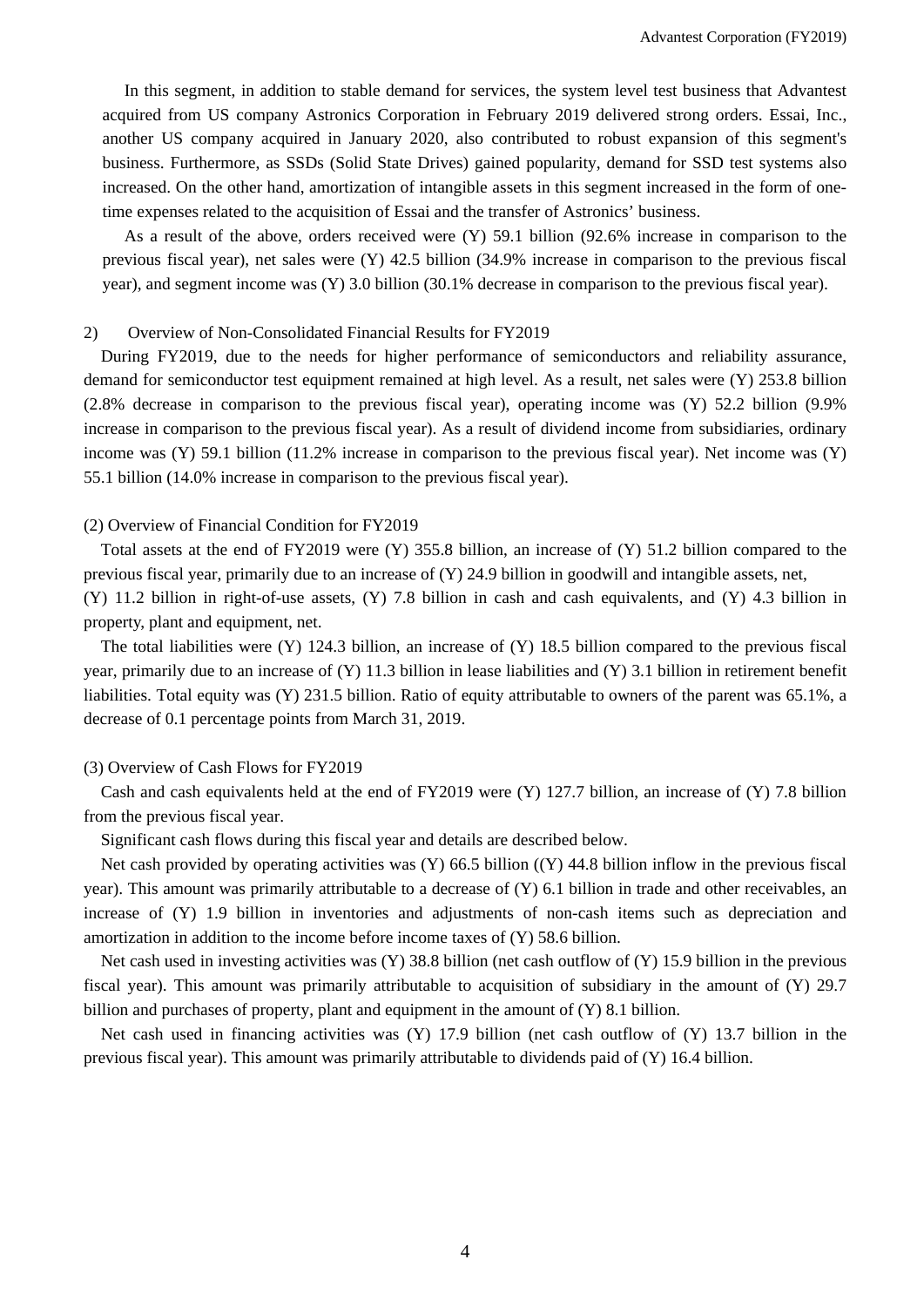In this segment, in addition to stable demand for services, the system level test business that Advantest acquired from US company Astronics Corporation in February 2019 delivered strong orders. Essai, Inc., another US company acquired in January 2020, also contributed to robust expansion of this segment's business. Furthermore, as SSDs (Solid State Drives) gained popularity, demand for SSD test systems also increased. On the other hand, amortization of intangible assets in this segment increased in the form of one-time expenses related to the acquisition of Essai and the transfer of Astronics' business.

As a result of the above, orders received were (Y) 59.1 billion (92.6% increase in comparison to the previous fiscal year), net sales were (Y) 42.5 billion (34.9% increase in comparison to the previous fiscal year), and segment income was (Y) 3.0 billion (30.1% decrease in comparison to the previous fiscal year).

2) Overview of Non-Consolidated Financial Results for FY2019

During FY2019, due to the needs for higher performance of semiconductors and reliability assurance, demand for semiconductor test equipment remained at high level. As a result, net sales were (Y) 253.8 billion (2.8% decrease in comparison to the previous fiscal year), operating income was (Y) 52.2 billion (9.9% increase in comparison to the previous fiscal year). As a result of dividend income from subsidiaries, ordinary income was (Y) 59.1 billion (11.2% increase in comparison to the previous fiscal year). Net income was (Y) 55.1 billion (14.0% increase in comparison to the previous fiscal year).

(2) Overview of Financial Condition for FY2019

Total assets at the end of FY2019 were (Y) 355.8 billion, an increase of (Y) 51.2 billion compared to the previous fiscal year, primarily due to an increase of (Y) 24.9 billion in goodwill and intangible assets, net, (Y) 11.2 billion in right-of-use assets, (Y) 7.8 billion in cash and cash equivalents, and (Y) 4.3 billion in property, plant and equipment, net.

The total liabilities were (Y) 124.3 billion, an increase of (Y) 18.5 billion compared to the previous fiscal year, primarily due to an increase of (Y) 11.3 billion in lease liabilities and (Y) 3.1 billion in retirement benefit liabilities. Total equity was (Y) 231.5 billion. Ratio of equity attributable to owners of the parent was 65.1%, a decrease of 0.1 percentage points from March 31, 2019.

(3) Overview of Cash Flows for FY2019

Cash and cash equivalents held at the end of FY2019 were (Y) 127.7 billion, an increase of (Y) 7.8 billion from the previous fiscal year.

Significant cash flows during this fiscal year and details are described below.

Net cash provided by operating activities was (Y) 66.5 billion ((Y) 44.8 billion inflow in the previous fiscal year). This amount was primarily attributable to a decrease of (Y) 6.1 billion in trade and other receivables, an increase of (Y) 1.9 billion in inventories and adjustments of non-cash items such as depreciation and amortization in addition to the income before income taxes of (Y) 58.6 billion.

Net cash used in investing activities was (Y) 38.8 billion (net cash outflow of (Y) 15.9 billion in the previous fiscal year). This amount was primarily attributable to acquisition of subsidiary in the amount of (Y) 29.7 billion and purchases of property, plant and equipment in the amount of (Y) 8.1 billion.

Net cash used in financing activities was (Y) 17.9 billion (net cash outflow of (Y) 13.7 billion in the previous fiscal year). This amount was primarily attributable to dividends paid of (Y) 16.4 billion.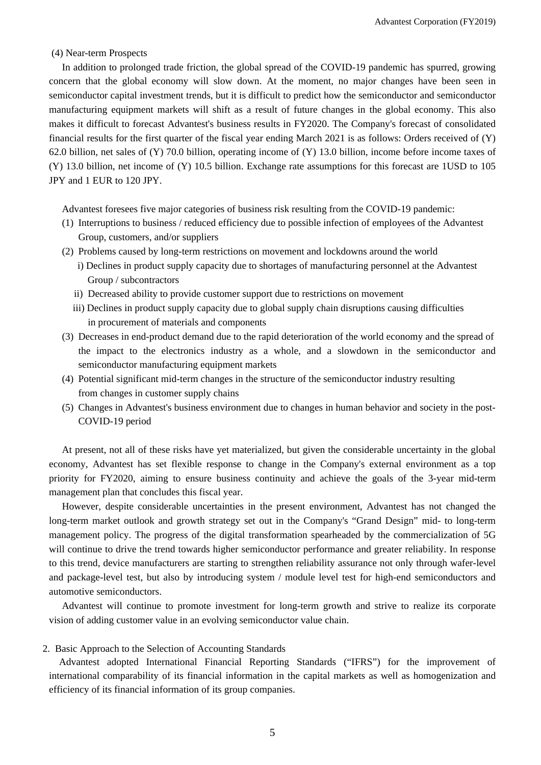(4) Near-term Prospects

In addition to prolonged trade friction, the global spread of the COVID-19 pandemic has spurred, growing concern that the global economy will slow down. At the moment, no major changes have been seen in semiconductor capital investment trends, but it is difficult to predict how the semiconductor and semiconductor manufacturing equipment markets will shift as a result of future changes in the global economy. This also makes it difficult to forecast Advantest's business results in FY2020. The Company's forecast of consolidated financial results for the first quarter of the fiscal year ending March 2021 is as follows: Orders received of (Y) 62.0 billion, net sales of (Y) 70.0 billion, operating income of (Y) 13.0 billion, income before income taxes of (Y) 13.0 billion, net income of (Y) 10.5 billion. Exchange rate assumptions for this forecast are 1USD to 105 JPY and 1 EUR to 120 JPY.

Advantest foresees five major categories of business risk resulting from the COVID-19 pandemic:

(1) Interruptions to business / reduced efficiency due to possible infection of employees of the Advantest Group, customers, and/or suppliers
(2) Problems caused by long-term restrictions on movement and lockdowns around the world
   i) Declines in product supply capacity due to shortages of manufacturing personnel at the Advantest Group / subcontractors
   ii) Decreased ability to provide customer support due to restrictions on movement
   iii) Declines in product supply capacity due to global supply chain disruptions causing difficulties in procurement of materials and components
(3) Decreases in end-product demand due to the rapid deterioration of the world economy and the spread of the impact to the electronics industry as a whole, and a slowdown in the semiconductor and semiconductor manufacturing equipment markets
(4) Potential significant mid-term changes in the structure of the semiconductor industry resulting from changes in customer supply chains
(5) Changes in Advantest's business environment due to changes in human behavior and society in the post-COVID-19 period

At present, not all of these risks have yet materialized, but given the considerable uncertainty in the global economy, Advantest has set flexible response to change in the Company's external environment as a top priority for FY2020, aiming to ensure business continuity and achieve the goals of the 3-year mid-term management plan that concludes this fiscal year.

However, despite considerable uncertainties in the present environment, Advantest has not changed the long-term market outlook and growth strategy set out in the Company's "Grand Design" mid- to long-term management policy. The progress of the digital transformation spearheaded by the commercialization of 5G will continue to drive the trend towards higher semiconductor performance and greater reliability. In response to this trend, device manufacturers are starting to strengthen reliability assurance not only through wafer-level and package-level test, but also by introducing system / module level test for high-end semiconductors and automotive semiconductors.

Advantest will continue to promote investment for long-term growth and strive to realize its corporate vision of adding customer value in an evolving semiconductor value chain.

## 2. Basic Approach to the Selection of Accounting Standards

Advantest adopted International Financial Reporting Standards ("IFRS") for the improvement of international comparability of its financial information in the capital markets as well as homogenization and efficiency of its financial information of its group companies.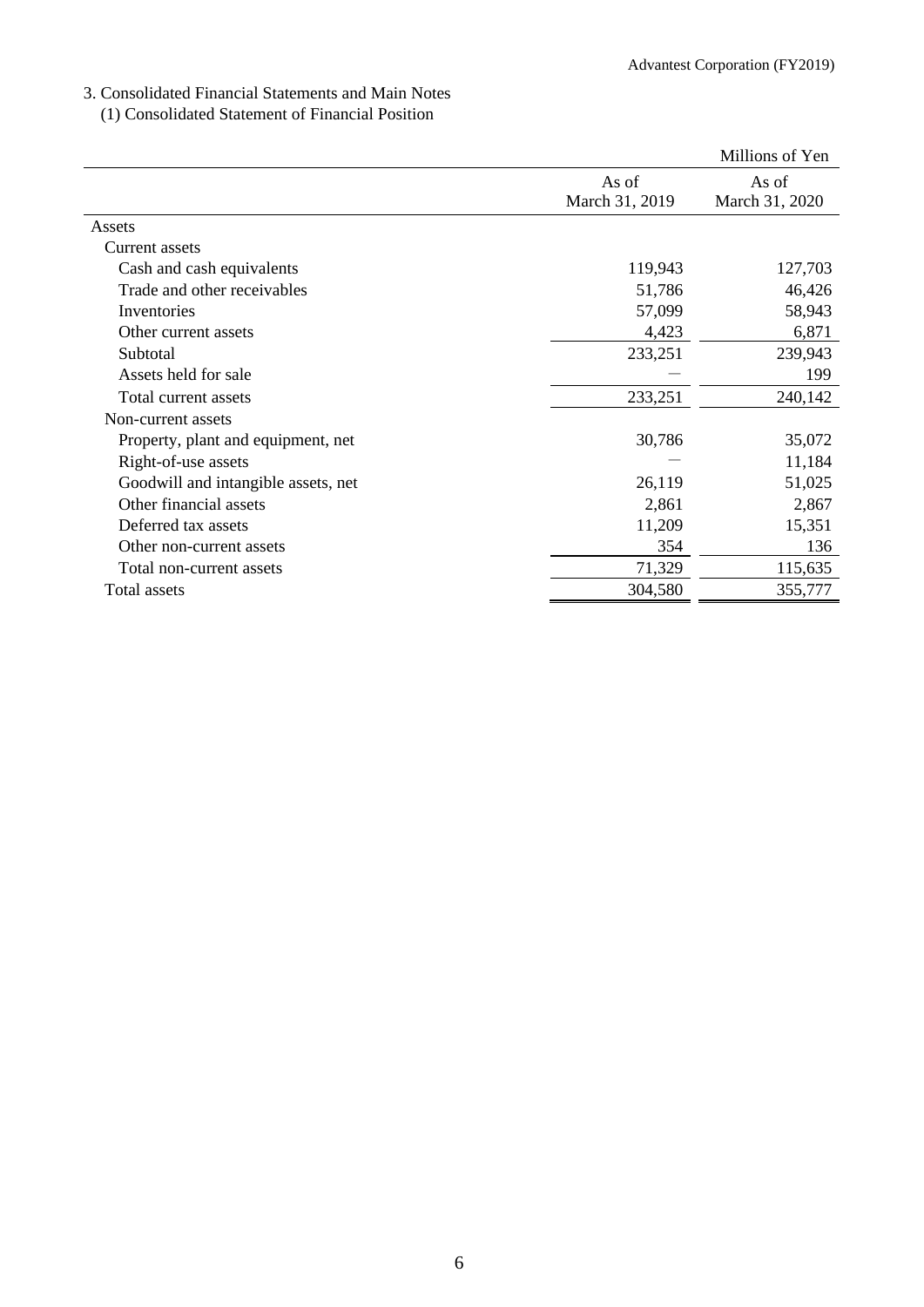## 3. Consolidated Financial Statements and Main Notes

### (1) Consolidated Statement of Financial Position

| | | Millions of Yen |
|---|---|---|
| | As of March 31, 2019 | As of March 31, 2020 |
| Assets | | |
| Current assets | | |
| Cash and cash equivalents | 119,943 | 127,703 |
| Trade and other receivables | 51,786 | 46,426 |
| Inventories | 57,099 | 58,943 |
| Other current assets | 4,423 | 6,871 |
| Subtotal | 233,251 | 239,943 |
| Assets held for sale | ― | 199 |
| Total current assets | 233,251 | 240,142 |
| Non-current assets | | |
| Property, plant and equipment, net | 30,786 | 35,072 |
| Right-of-use assets | ― | 11,184 |
| Goodwill and intangible assets, net | 26,119 | 51,025 |
| Other financial assets | 2,861 | 2,867 |
| Deferred tax assets | 11,209 | 15,351 |
| Other non-current assets | 354 | 136 |
| Total non-current assets | 71,329 | 115,635 |
| Total assets | 304,580 | 355,777 |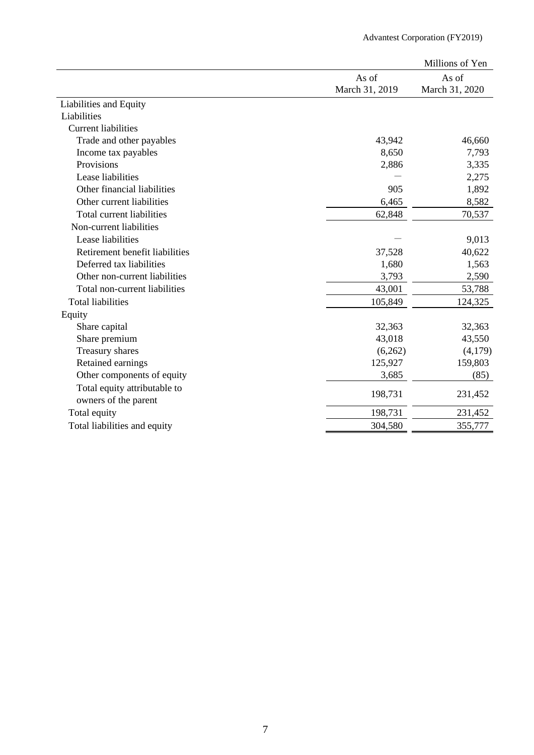| | Millions of Yen | |
|---|---|---|
| | As of March 31, 2019 | As of March 31, 2020 |
| Liabilities and Equity | | |
| Liabilities | | |
| Current liabilities | | |
| Trade and other payables | 43,942 | 46,660 |
| Income tax payables | 8,650 | 7,793 |
| Provisions | 2,886 | 3,335 |
| Lease liabilities | — | 2,275 |
| Other financial liabilities | 905 | 1,892 |
| Other current liabilities | 6,465 | 8,582 |
| Total current liabilities | 62,848 | 70,537 |
| Non-current liabilities | | |
| Lease liabilities | — | 9,013 |
| Retirement benefit liabilities | 37,528 | 40,622 |
| Deferred tax liabilities | 1,680 | 1,563 |
| Other non-current liabilities | 3,793 | 2,590 |
| Total non-current liabilities | 43,001 | 53,788 |
| Total liabilities | 105,849 | 124,325 |
| Equity | | |
| Share capital | 32,363 | 32,363 |
| Share premium | 43,018 | 43,550 |
| Treasury shares | (6,262) | (4,179) |
| Retained earnings | 125,927 | 159,803 |
| Other components of equity | 3,685 | (85) |
| Total equity attributable to owners of the parent | 198,731 | 231,452 |
| Total equity | 198,731 | 231,452 |
| Total liabilities and equity | 304,580 | 355,777 |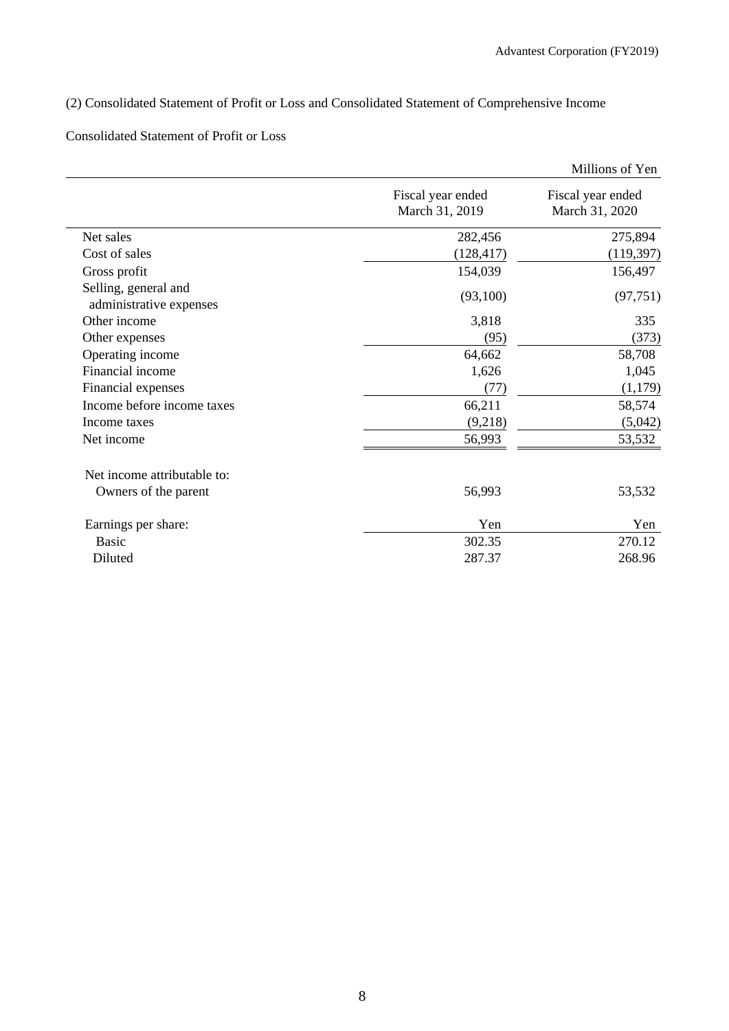(2) Consolidated Statement of Profit or Loss and Consolidated Statement of Comprehensive Income

Consolidated Statement of Profit or Loss

Millions of Yen

| | Fiscal year ended March 31, 2019 | Fiscal year ended March 31, 2020 |
|---|---|---|
| Net sales | 282,456 | 275,894 |
| Cost of sales | (128,417) | (119,397) |
| Gross profit | 154,039 | 156,497 |
| Selling, general and administrative expenses | (93,100) | (97,751) |
| Other income | 3,818 | 335 |
| Other expenses | (95) | (373) |
| Operating income | 64,662 | 58,708 |
| Financial income | 1,626 | 1,045 |
| Financial expenses | (77) | (1,179) |
| Income before income taxes | 66,211 | 58,574 |
| Income taxes | (9,218) | (5,042) |
| Net income | 56,993 | 53,532 |
| Net income attributable to: | | |
| Owners of the parent | 56,993 | 53,532 |
| Earnings per share: | Yen | Yen |
| Basic | 302.35 | 270.12 |
| Diluted | 287.37 | 268.96 |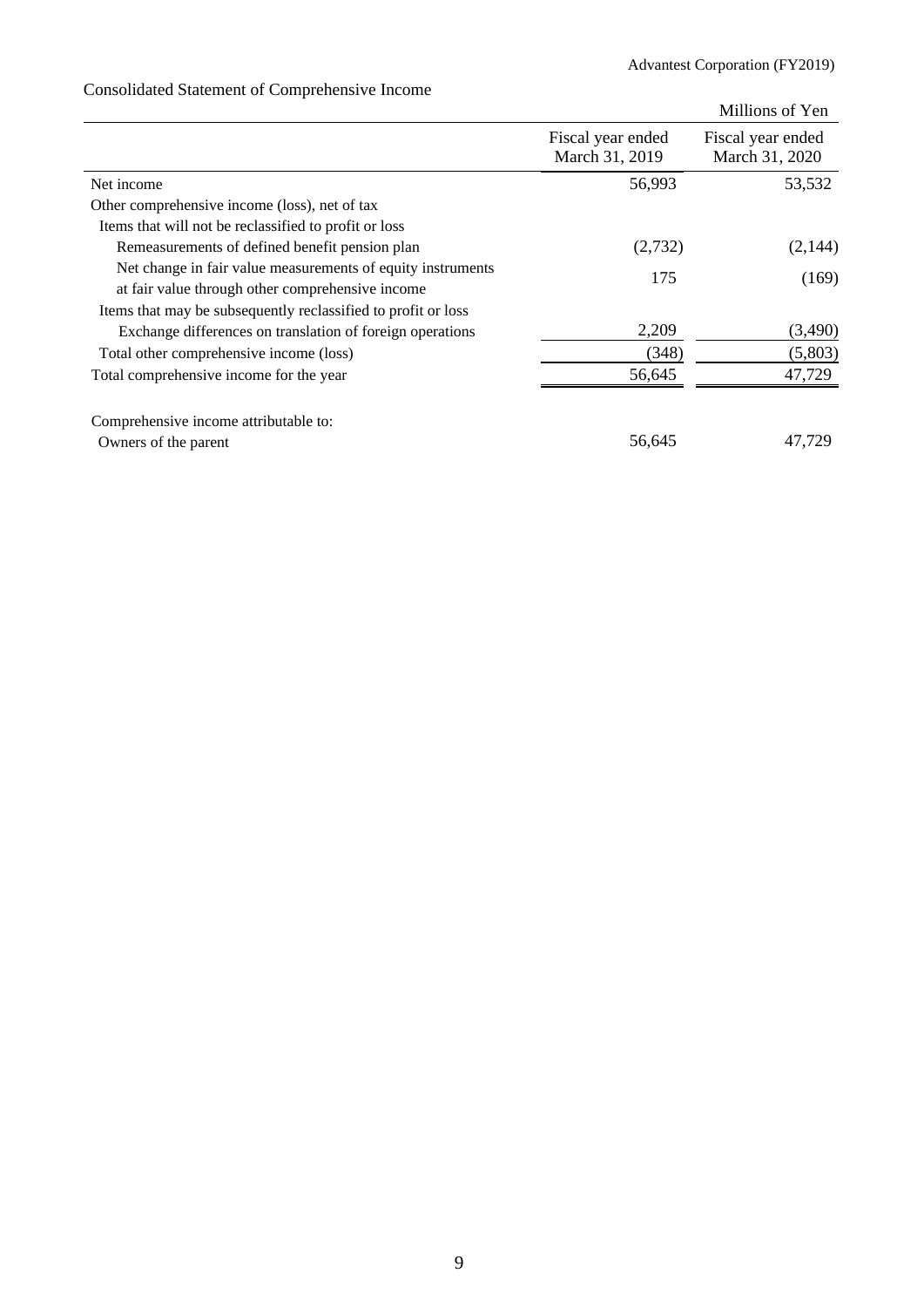## Consolidated Statement of Comprehensive Income

| | | Millions of Yen |
|---|---|---|
| | Fiscal year ended March 31, 2019 | Fiscal year ended March 31, 2020 |
| Net income | 56,993 | 53,532 |
| Other comprehensive income (loss), net of tax | | |
| Items that will not be reclassified to profit or loss | | |
| Remeasurements of defined benefit pension plan | (2,732) | (2,144) |
| Net change in fair value measurements of equity instruments at fair value through other comprehensive income | 175 | (169) |
| Items that may be subsequently reclassified to profit or loss | | |
| Exchange differences on translation of foreign operations | 2,209 | (3,490) |
| Total other comprehensive income (loss) | (348) | (5,803) |
| Total comprehensive income for the year | 56,645 | 47,729 |
| | | |
| Comprehensive income attributable to: | | |
| Owners of the parent | 56,645 | 47,729 |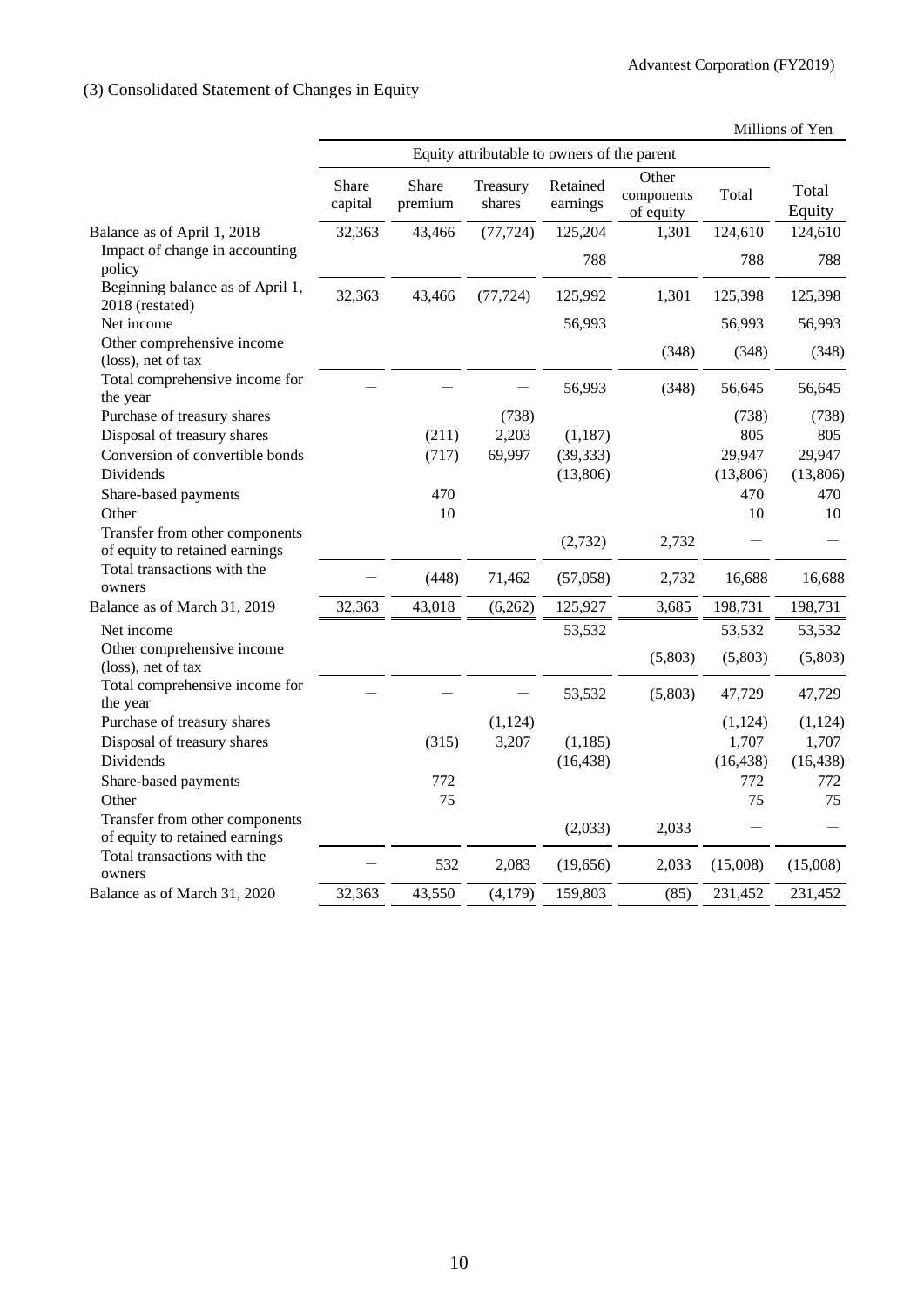## (3) Consolidated Statement of Changes in Equity

Millions of Yen

| | Equity attributable to owners of the parent | | | | | | |
|---|---|---|---|---|---|---|---|
| | Share capital | Share premium | Treasury shares | Retained earnings | Other components of equity | Total | Total Equity |
| Balance as of April 1, 2018 | 32,363 | 43,466 | (77,724) | 125,204 | 1,301 | 124,610 | 124,610 |
| Impact of change in accounting policy | | | | 788 | | 788 | 788 |
| Beginning balance as of April 1, 2018 (restated) | 32,363 | 43,466 | (77,724) | 125,992 | 1,301 | 125,398 | 125,398 |
| Net income | | | | 56,993 | | 56,993 | 56,993 |
| Other comprehensive income (loss), net of tax | | | | | (348) | (348) | (348) |
| Total comprehensive income for the year | — | — | — | 56,993 | (348) | 56,645 | 56,645 |
| Purchase of treasury shares | | | (738) | | | (738) | (738) |
| Disposal of treasury shares | | (211) | 2,203 | (1,187) | | 805 | 805 |
| Conversion of convertible bonds | | (717) | 69,997 | (39,333) | | 29,947 | 29,947 |
| Dividends | | | | (13,806) | | (13,806) | (13,806) |
| Share-based payments | | 470 | | | | 470 | 470 |
| Other | | 10 | | | | 10 | 10 |
| Transfer from other components of equity to retained earnings | | | | (2,732) | 2,732 | — | — |
| Total transactions with the owners | — | (448) | 71,462 | (57,058) | 2,732 | 16,688 | 16,688 |
| Balance as of March 31, 2019 | 32,363 | 43,018 | (6,262) | 125,927 | 3,685 | 198,731 | 198,731 |
| Net income | | | | 53,532 | | 53,532 | 53,532 |
| Other comprehensive income (loss), net of tax | | | | | (5,803) | (5,803) | (5,803) |
| Total comprehensive income for the year | — | — | — | 53,532 | (5,803) | 47,729 | 47,729 |
| Purchase of treasury shares | | | (1,124) | | | (1,124) | (1,124) |
| Disposal of treasury shares | | (315) | 3,207 | (1,185) | | 1,707 | 1,707 |
| Dividends | | | | (16,438) | | (16,438) | (16,438) |
| Share-based payments | | 772 | | | | 772 | 772 |
| Other | | 75 | | | | 75 | 75 |
| Transfer from other components of equity to retained earnings | | | | (2,033) | 2,033 | — | — |
| Total transactions with the owners | — | 532 | 2,083 | (19,656) | 2,033 | (15,008) | (15,008) |
| Balance as of March 31, 2020 | 32,363 | 43,550 | (4,179) | 159,803 | (85) | 231,452 | 231,452 |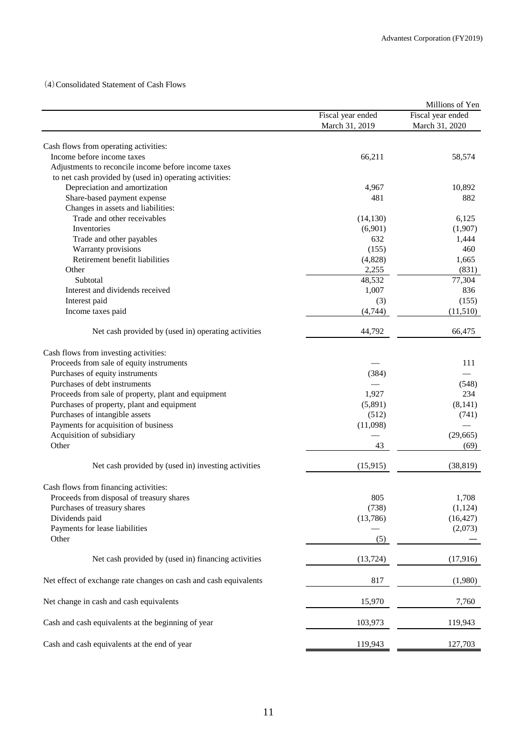(4) Consolidated Statement of Cash Flows

| | | Millions of Yen |
|---|---|---|
| | Fiscal year ended March 31, 2019 | Fiscal year ended March 31, 2020 |
| Cash flows from operating activities: | | |
| Income before income taxes | 66,211 | 58,574 |
| Adjustments to reconcile income before income taxes to net cash provided by (used in) operating activities: | | |
| Depreciation and amortization | 4,967 | 10,892 |
| Share-based payment expense | 481 | 882 |
| Changes in assets and liabilities: | | |
| Trade and other receivables | (14,130) | 6,125 |
| Inventories | (6,901) | (1,907) |
| Trade and other payables | 632 | 1,444 |
| Warranty provisions | (155) | 460 |
| Retirement benefit liabilities | (4,828) | 1,665 |
| Other | 2,255 | (831) |
| Subtotal | 48,532 | 77,304 |
| Interest and dividends received | 1,007 | 836 |
| Interest paid | (3) | (155) |
| Income taxes paid | (4,744) | (11,510) |
| Net cash provided by (used in) operating activities | 44,792 | 66,475 |
| Cash flows from investing activities: | | |
| Proceeds from sale of equity instruments | — | 111 |
| Purchases of equity instruments | (384) | — |
| Purchases of debt instruments | — | (548) |
| Proceeds from sale of property, plant and equipment | 1,927 | 234 |
| Purchases of property, plant and equipment | (5,891) | (8,141) |
| Purchases of intangible assets | (512) | (741) |
| Payments for acquisition of business | (11,098) | — |
| Acquisition of subsidiary | — | (29,665) |
| Other | 43 | (69) |
| Net cash provided by (used in) investing activities | (15,915) | (38,819) |
| Cash flows from financing activities: | | |
| Proceeds from disposal of treasury shares | 805 | 1,708 |
| Purchases of treasury shares | (738) | (1,124) |
| Dividends paid | (13,786) | (16,427) |
| Payments for lease liabilities | — | (2,073) |
| Other | (5) | — |
| Net cash provided by (used in) financing activities | (13,724) | (17,916) |
| Net effect of exchange rate changes on cash and cash equivalents | 817 | (1,980) |
| Net change in cash and cash equivalents | 15,970 | 7,760 |
| Cash and cash equivalents at the beginning of year | 103,973 | 119,943 |
| Cash and cash equivalents at the end of year | 119,943 | 127,703 |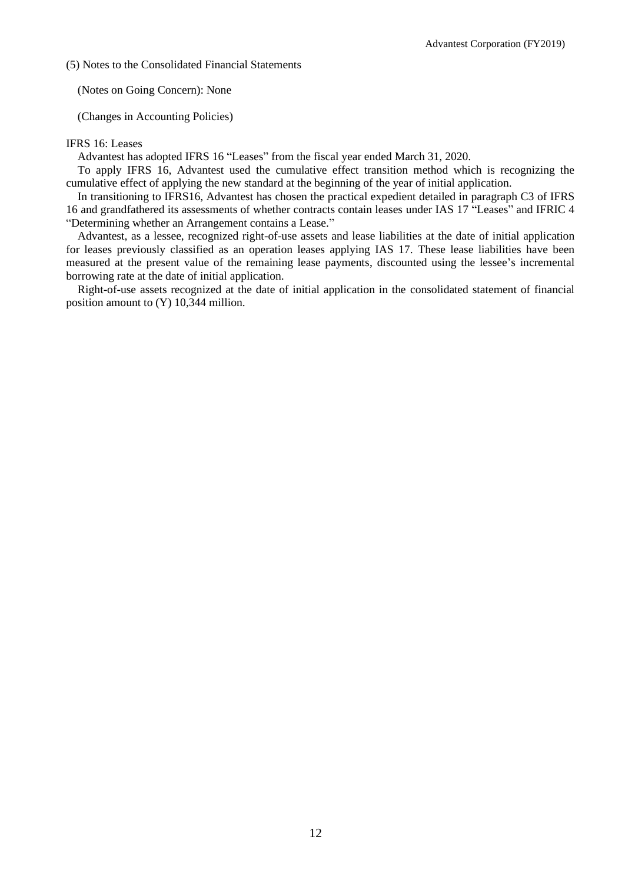(5) Notes to the Consolidated Financial Statements

(Notes on Going Concern): None

(Changes in Accounting Policies)

IFRS 16: Leases

Advantest has adopted IFRS 16 "Leases" from the fiscal year ended March 31, 2020.

To apply IFRS 16, Advantest used the cumulative effect transition method which is recognizing the cumulative effect of applying the new standard at the beginning of the year of initial application.

In transitioning to IFRS16, Advantest has chosen the practical expedient detailed in paragraph C3 of IFRS 16 and grandfathered its assessments of whether contracts contain leases under IAS 17 "Leases" and IFRIC 4 "Determining whether an Arrangement contains a Lease."

Advantest, as a lessee, recognized right-of-use assets and lease liabilities at the date of initial application for leases previously classified as an operation leases applying IAS 17. These lease liabilities have been measured at the present value of the remaining lease payments, discounted using the lessee's incremental borrowing rate at the date of initial application.

Right-of-use assets recognized at the date of initial application in the consolidated statement of financial position amount to (Y) 10,344 million.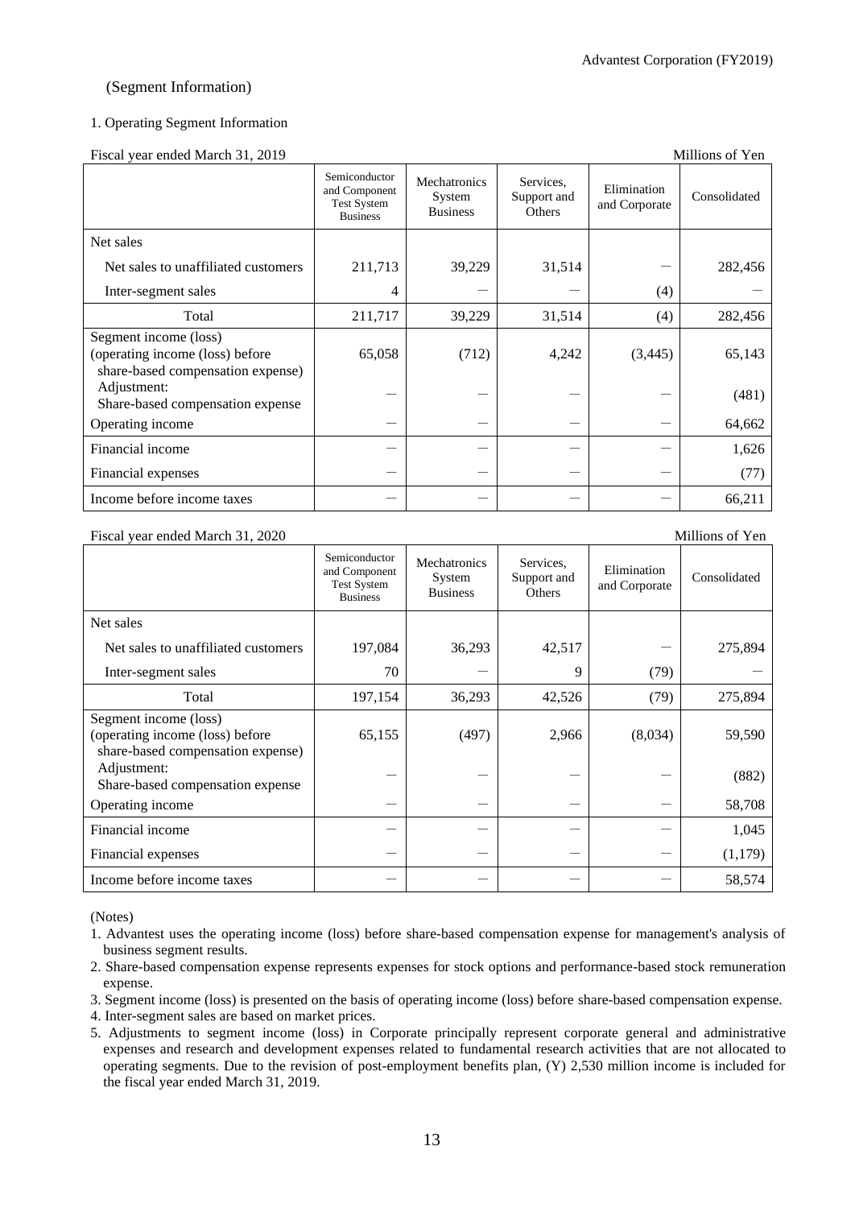## (Segment Information)

### 1. Operating Segment Information

Fiscal year ended March 31, 2019 — Millions of Yen

| | Semiconductor and Component Test System Business | Mechatronics System Business | Services, Support and Others | Elimination and Corporate | Consolidated |
|---|---|---|---|---|---|
| Net sales | | | | | |
| Net sales to unaffiliated customers | 211,713 | 39,229 | 31,514 | ― | 282,456 |
| Inter-segment sales | 4 | ― | ― | (4) | ― |
| Total | 211,717 | 39,229 | 31,514 | (4) | 282,456 |
| Segment income (loss) (operating income (loss) before share-based compensation expense) | 65,058 | (712) | 4,242 | (3,445) | 65,143 |
| Adjustment: Share-based compensation expense | ― | ― | ― | ― | (481) |
| Operating income | ― | ― | ― | ― | 64,662 |
| Financial income | ― | ― | ― | ― | 1,626 |
| Financial expenses | ― | ― | ― | ― | (77) |
| Income before income taxes | ― | ― | ― | ― | 66,211 |

Fiscal year ended March 31, 2020 — Millions of Yen

| | Semiconductor and Component Test System Business | Mechatronics System Business | Services, Support and Others | Elimination and Corporate | Consolidated |
|---|---|---|---|---|---|
| Net sales | | | | | |
| Net sales to unaffiliated customers | 197,084 | 36,293 | 42,517 | ― | 275,894 |
| Inter-segment sales | 70 | ― | 9 | (79) | ― |
| Total | 197,154 | 36,293 | 42,526 | (79) | 275,894 |
| Segment income (loss) (operating income (loss) before share-based compensation expense) | 65,155 | (497) | 2,966 | (8,034) | 59,590 |
| Adjustment: Share-based compensation expense | ― | ― | ― | ― | (882) |
| Operating income | ― | ― | ― | ― | 58,708 |
| Financial income | ― | ― | ― | ― | 1,045 |
| Financial expenses | ― | ― | ― | ― | (1,179) |
| Income before income taxes | ― | ― | ― | ― | 58,574 |

(Notes)

1. Advantest uses the operating income (loss) before share-based compensation expense for management's analysis of business segment results.
2. Share-based compensation expense represents expenses for stock options and performance-based stock remuneration expense.
3. Segment income (loss) is presented on the basis of operating income (loss) before share-based compensation expense.
4. Inter-segment sales are based on market prices.
5. Adjustments to segment income (loss) in Corporate principally represent corporate general and administrative expenses and research and development expenses related to fundamental research activities that are not allocated to operating segments. Due to the revision of post-employment benefits plan, (Y) 2,530 million income is included for the fiscal year ended March 31, 2019.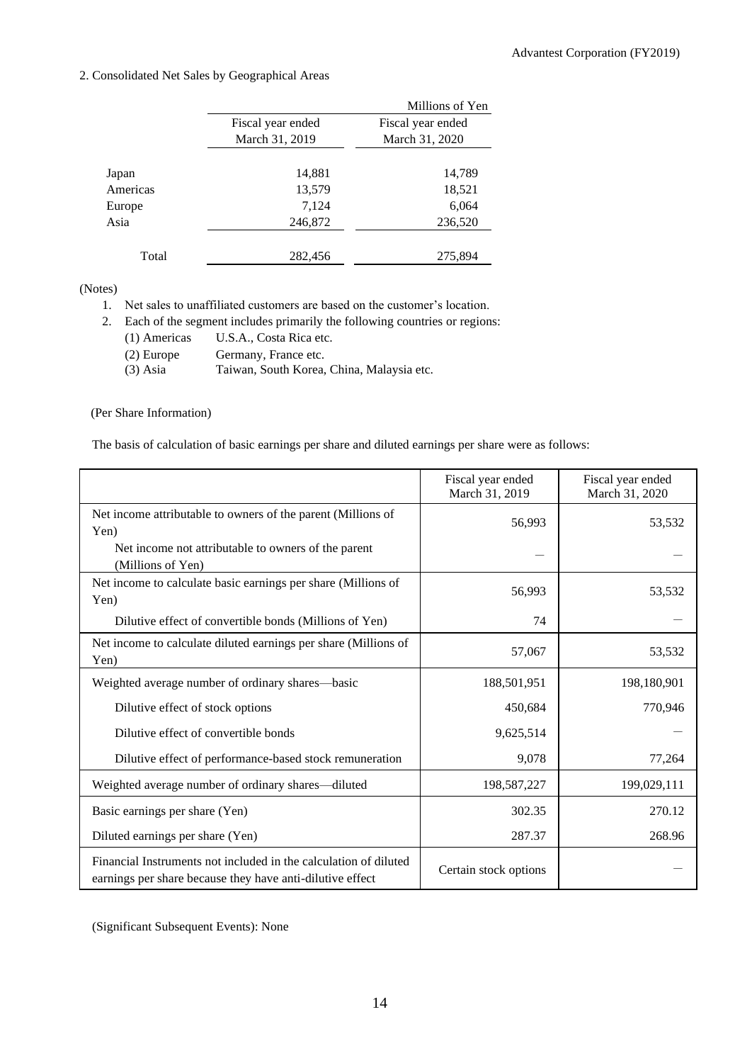## 2. Consolidated Net Sales by Geographical Areas

| | Fiscal year ended March 31, 2019 | Fiscal year ended March 31, 2020 |
|---|---|---|
| | | Millions of Yen |
| Japan | 14,881 | 14,789 |
| Americas | 13,579 | 18,521 |
| Europe | 7,124 | 6,064 |
| Asia | 246,872 | 236,520 |
| Total | 282,456 | 275,894 |

(Notes)

1. Net sales to unaffiliated customers are based on the customer's location.
2. Each of the segment includes primarily the following countries or regions:
   - (1) Americas U.S.A., Costa Rica etc.
   - (2) Europe Germany, France etc.
   - (3) Asia Taiwan, South Korea, China, Malaysia etc.

(Per Share Information)

The basis of calculation of basic earnings per share and diluted earnings per share were as follows:

| | Fiscal year ended March 31, 2019 | Fiscal year ended March 31, 2020 |
|---|---|---|
| Net income attributable to owners of the parent (Millions of Yen) | 56,993 | 53,532 |
| Net income not attributable to owners of the parent (Millions of Yen) | — | — |
| Net income to calculate basic earnings per share (Millions of Yen) | 56,993 | 53,532 |
| Dilutive effect of convertible bonds (Millions of Yen) | 74 | — |
| Net income to calculate diluted earnings per share (Millions of Yen) | 57,067 | 53,532 |
| Weighted average number of ordinary shares—basic | 188,501,951 | 198,180,901 |
| Dilutive effect of stock options | 450,684 | 770,946 |
| Dilutive effect of convertible bonds | 9,625,514 | — |
| Dilutive effect of performance-based stock remuneration | 9,078 | 77,264 |
| Weighted average number of ordinary shares—diluted | 198,587,227 | 199,029,111 |
| Basic earnings per share (Yen) | 302.35 | 270.12 |
| Diluted earnings per share (Yen) | 287.37 | 268.96 |
| Financial Instruments not included in the calculation of diluted earnings per share because they have anti-dilutive effect | Certain stock options | — |

(Significant Subsequent Events): None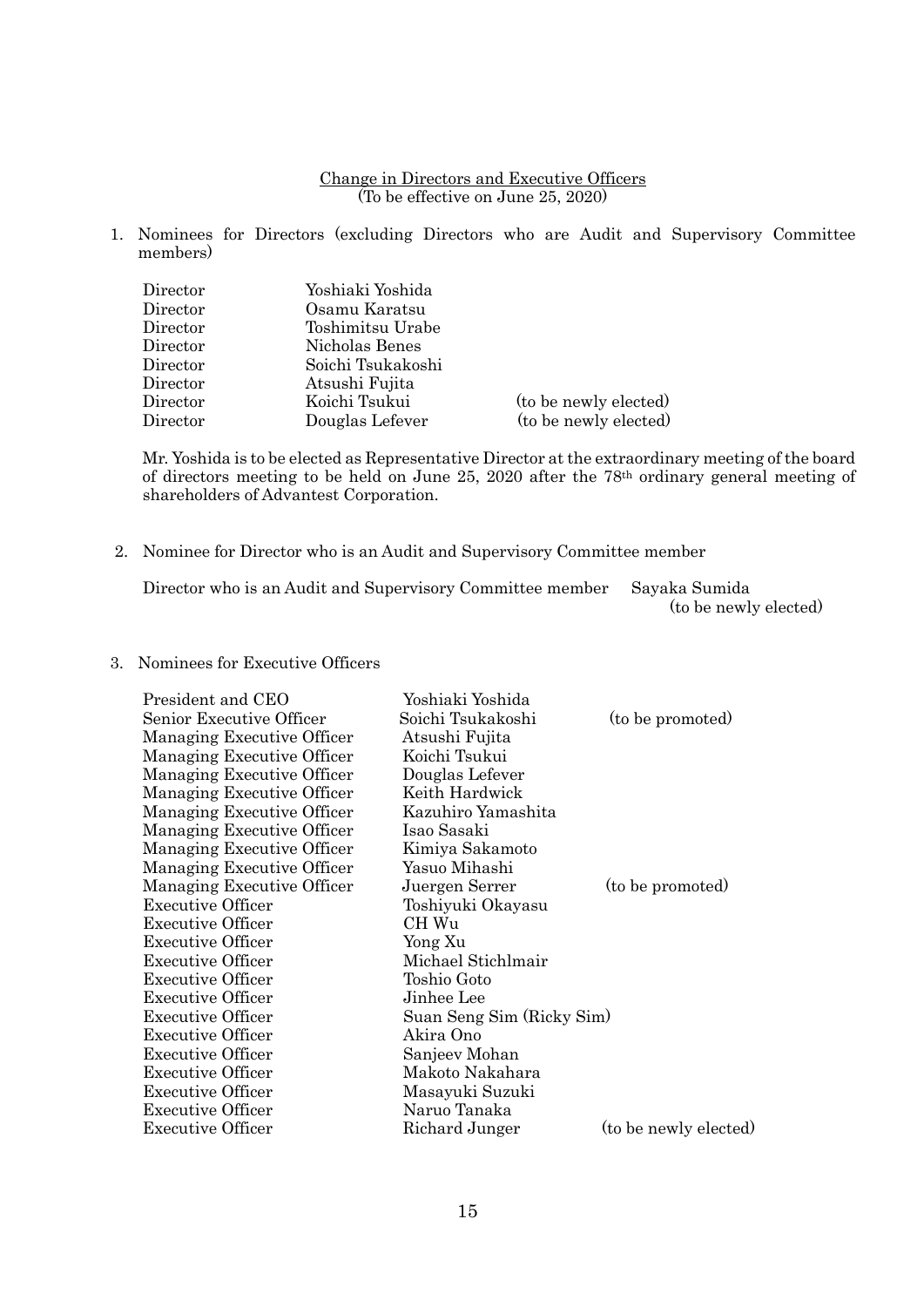<u>Change in Directors and Executive Officers</u>
(To be effective on June 25, 2020)

1. Nominees for Directors (excluding Directors who are Audit and Supervisory Committee members)

| | | |
|---|---|---|
| Director | Yoshiaki Yoshida | |
| Director | Osamu Karatsu | |
| Director | Toshimitsu Urabe | |
| Director | Nicholas Benes | |
| Director | Soichi Tsukakoshi | |
| Director | Atsushi Fujita | |
| Director | Koichi Tsukui | (to be newly elected) |
| Director | Douglas Lefever | (to be newly elected) |

Mr. Yoshida is to be elected as Representative Director at the extraordinary meeting of the board of directors meeting to be held on June 25, 2020 after the 78th ordinary general meeting of shareholders of Advantest Corporation.

2. Nominee for Director who is an Audit and Supervisory Committee member

Director who is an Audit and Supervisory Committee member Sayaka Sumida (to be newly elected)

3. Nominees for Executive Officers

| | | |
|---|---|---|
| President and CEO | Yoshiaki Yoshida | |
| Senior Executive Officer | Soichi Tsukakoshi | (to be promoted) |
| Managing Executive Officer | Atsushi Fujita | |
| Managing Executive Officer | Koichi Tsukui | |
| Managing Executive Officer | Douglas Lefever | |
| Managing Executive Officer | Keith Hardwick | |
| Managing Executive Officer | Kazuhiro Yamashita | |
| Managing Executive Officer | Isao Sasaki | |
| Managing Executive Officer | Kimiya Sakamoto | |
| Managing Executive Officer | Yasuo Mihashi | |
| Managing Executive Officer | Juergen Serrer | (to be promoted) |
| Executive Officer | Toshiyuki Okayasu | |
| Executive Officer | CH Wu | |
| Executive Officer | Yong Xu | |
| Executive Officer | Michael Stichlmair | |
| Executive Officer | Toshio Goto | |
| Executive Officer | Jinhee Lee | |
| Executive Officer | Suan Seng Sim (Ricky Sim) | |
| Executive Officer | Akira Ono | |
| Executive Officer | Sanjeev Mohan | |
| Executive Officer | Makoto Nakahara | |
| Executive Officer | Masayuki Suzuki | |
| Executive Officer | Naruo Tanaka | |
| Executive Officer | Richard Junger | (to be newly elected) |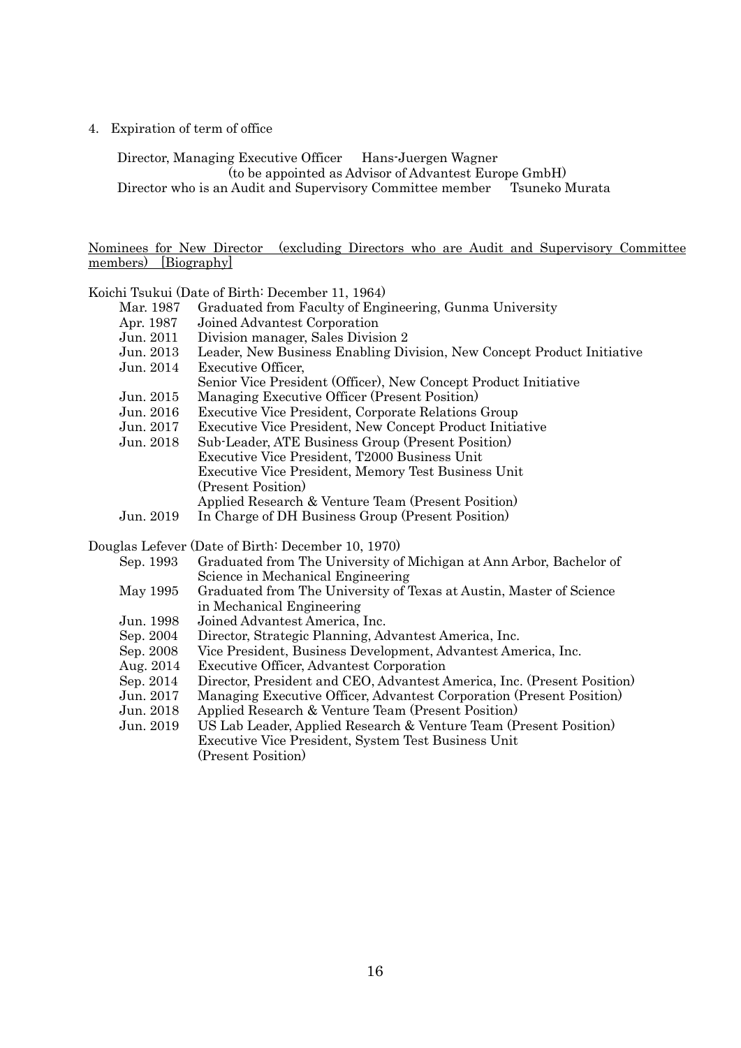4. Expiration of term of office

Director, Managing Executive Officer　Hans-Juergen Wagner
(to be appointed as Advisor of Advantest Europe GmbH)
Director who is an Audit and Supervisory Committee member　Tsuneko Murata

<u>Nominees for New Director (excluding Directors who are Audit and Supervisory Committee members) [Biography]</u>

Koichi Tsukui (Date of Birth: December 11, 1964)

| | |
|---|---|
| Mar. 1987 | Graduated from Faculty of Engineering, Gunma University |
| Apr. 1987 | Joined Advantest Corporation |
| Jun. 2011 | Division manager, Sales Division 2 |
| Jun. 2013 | Leader, New Business Enabling Division, New Concept Product Initiative |
| Jun. 2014 | Executive Officer, Senior Vice President (Officer), New Concept Product Initiative |
| Jun. 2015 | Managing Executive Officer (Present Position) |
| Jun. 2016 | Executive Vice President, Corporate Relations Group |
| Jun. 2017 | Executive Vice President, New Concept Product Initiative |
| Jun. 2018 | Sub-Leader, ATE Business Group (Present Position)<br>Executive Vice President, T2000 Business Unit<br>Executive Vice President, Memory Test Business Unit (Present Position)<br>Applied Research & Venture Team (Present Position) |
| Jun. 2019 | In Charge of DH Business Group (Present Position) |

Douglas Lefever (Date of Birth: December 10, 1970)

| | |
|---|---|
| Sep. 1993 | Graduated from The University of Michigan at Ann Arbor, Bachelor of Science in Mechanical Engineering |
| May 1995 | Graduated from The University of Texas at Austin, Master of Science in Mechanical Engineering |
| Jun. 1998 | Joined Advantest America, Inc. |
| Sep. 2004 | Director, Strategic Planning, Advantest America, Inc. |
| Sep. 2008 | Vice President, Business Development, Advantest America, Inc. |
| Aug. 2014 | Executive Officer, Advantest Corporation |
| Sep. 2014 | Director, President and CEO, Advantest America, Inc. (Present Position) |
| Jun. 2017 | Managing Executive Officer, Advantest Corporation (Present Position) |
| Jun. 2018 | Applied Research & Venture Team (Present Position) |
| Jun. 2019 | US Lab Leader, Applied Research & Venture Team (Present Position)<br>Executive Vice President, System Test Business Unit (Present Position) |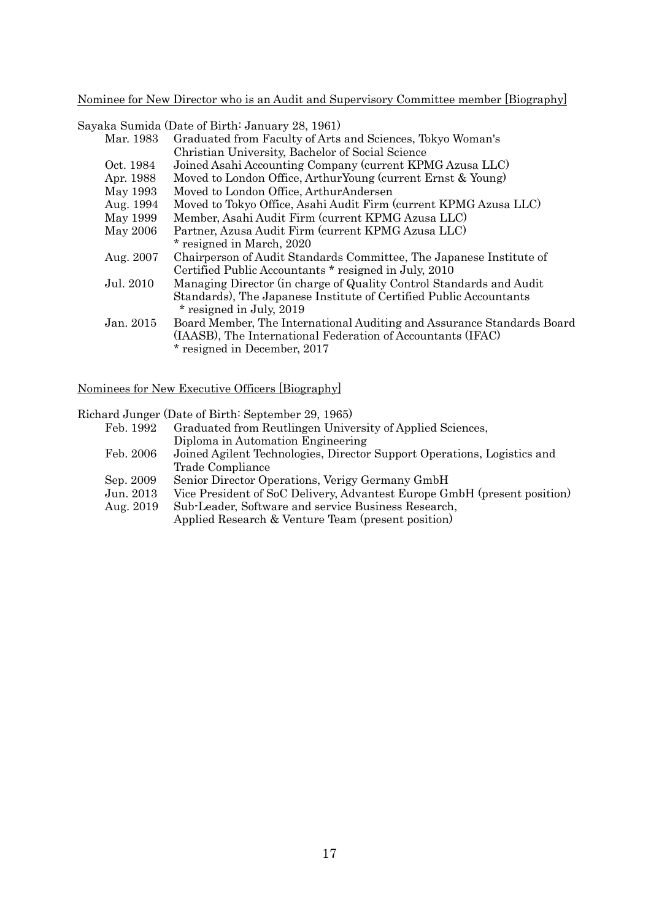Nominee for New Director who is an Audit and Supervisory Committee member [Biography]

Sayaka Sumida (Date of Birth: January 28, 1961)

| | |
|---|---|
| Mar. 1983 | Graduated from Faculty of Arts and Sciences, Tokyo Woman's Christian University, Bachelor of Social Science |
| Oct. 1984 | Joined Asahi Accounting Company (current KPMG Azusa LLC) |
| Apr. 1988 | Moved to London Office, ArthurYoung (current Ernst & Young) |
| May 1993 | Moved to London Office, ArthurAndersen |
| Aug. 1994 | Moved to Tokyo Office, Asahi Audit Firm (current KPMG Azusa LLC) |
| May 1999 | Member, Asahi Audit Firm (current KPMG Azusa LLC) |
| May 2006 | Partner, Azusa Audit Firm (current KPMG Azusa LLC) * resigned in March, 2020 |
| Aug. 2007 | Chairperson of Audit Standards Committee, The Japanese Institute of Certified Public Accountants * resigned in July, 2010 |
| Jul. 2010 | Managing Director (in charge of Quality Control Standards and Audit Standards), The Japanese Institute of Certified Public Accountants * resigned in July, 2019 |
| Jan. 2015 | Board Member, The International Auditing and Assurance Standards Board (IAASB), The International Federation of Accountants (IFAC) * resigned in December, 2017 |

Nominees for New Executive Officers [Biography]

Richard Junger (Date of Birth: September 29, 1965)

| | |
|---|---|
| Feb. 1992 | Graduated from Reutlingen University of Applied Sciences, Diploma in Automation Engineering |
| Feb. 2006 | Joined Agilent Technologies, Director Support Operations, Logistics and Trade Compliance |
| Sep. 2009 | Senior Director Operations, Verigy Germany GmbH |
| Jun. 2013 | Vice President of SoC Delivery, Advantest Europe GmbH (present position) |
| Aug. 2019 | Sub-Leader, Software and service Business Research, Applied Research & Venture Team (present position) |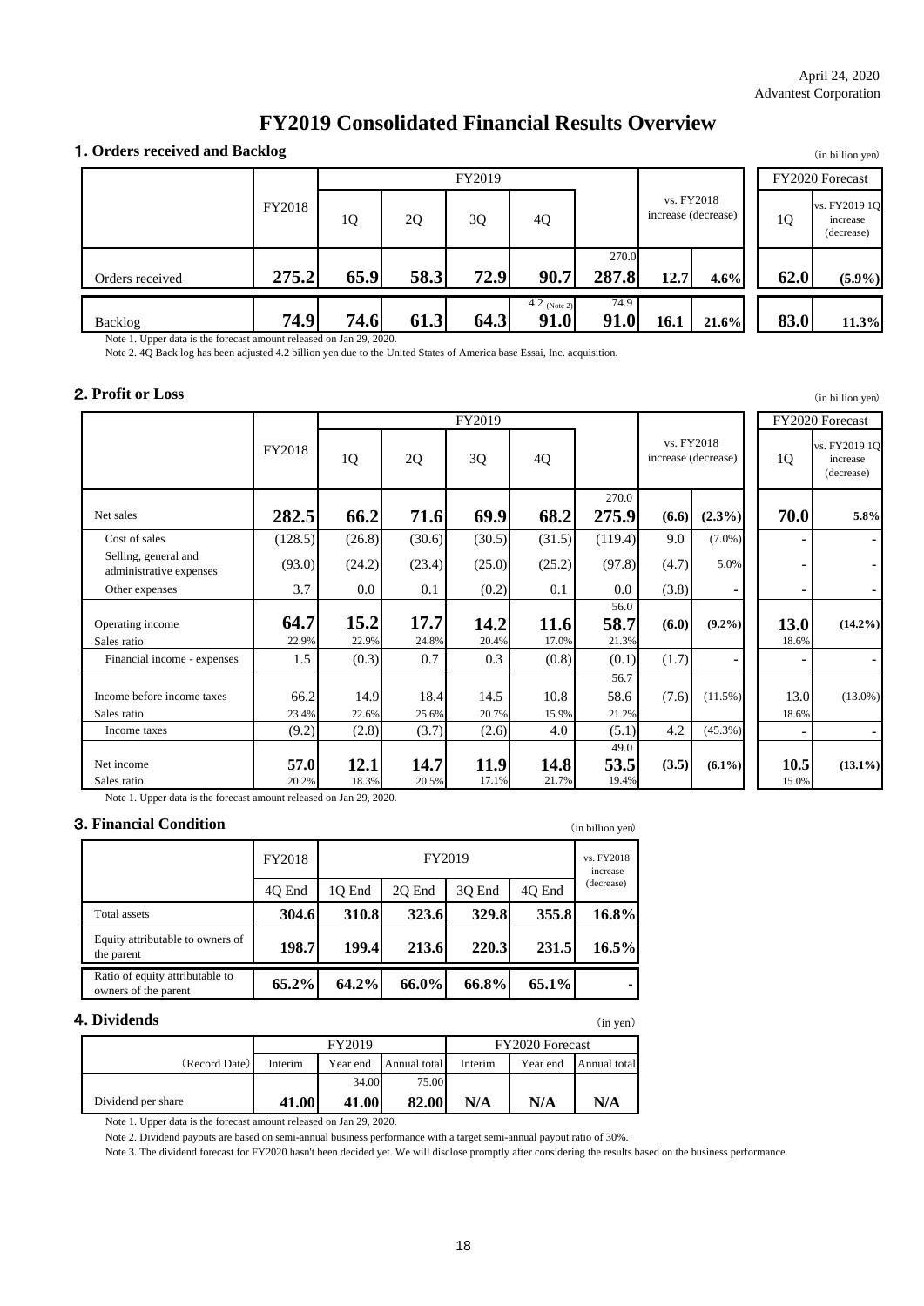April 24, 2020
Advantest Corporation

# FY2019 Consolidated Financial Results Overview

## 1. Orders received and Backlog

(in billion yen)

| | FY2018 | FY2019 | | | | | | | FY2020 Forecast | |
|---|---|---|---|---|---|---|---|---|---|---|
| | | 1Q | 2Q | 3Q | 4Q | | vs. FY2018 increase (decrease) | | 1Q | vs. FY2019 1Q increase (decrease) |
| Orders received | **275.2** | **65.9** | **58.3** | **72.9** | **90.7** | 270.0<br>**287.8** | **12.7** | **4.6%** | **62.0** | **(5.9%)** |
| Backlog | **74.9** | **74.6** | **61.3** | **64.3** | 4.2 (Note 2)<br>**91.0** | 74.9<br>**91.0** | **16.1** | **21.6%** | **83.0** | **11.3%** |

Note 1. Upper data is the forecast amount released on Jan 29, 2020.

Note 2. 4Q Back log has been adjusted 4.2 billion yen due to the United States of America base Essai, Inc. acquisition.

## 2. Profit or Loss

(in billion yen)

| | FY2018 | FY2019 | | | | | | | FY2020 Forecast | |
|---|---|---|---|---|---|---|---|---|---|---|
| | | 1Q | 2Q | 3Q | 4Q | | vs. FY2018 increase (decrease) | | 1Q | vs. FY2019 1Q increase (decrease) |
| Net sales | **282.5** | **66.2** | **71.6** | **69.9** | **68.2** | 270.0<br>**275.9** | **(6.6)** | **(2.3%)** | **70.0** | **5.8%** |
| Cost of sales | (128.5) | (26.8) | (30.6) | (30.5) | (31.5) | (119.4) | 9.0 | (7.0%) | - | - |
| Selling, general and administrative expenses | (93.0) | (24.2) | (23.4) | (25.0) | (25.2) | (97.8) | (4.7) | 5.0% | - | - |
| Other expenses | 3.7 | 0.0 | 0.1 | (0.2) | 0.1 | 0.0 | (3.8) | - | - | - |
| Operating income | **64.7** | **15.2** | **17.7** | **14.2** | **11.6** | 56.0<br>**58.7** | **(6.0)** | **(9.2%)** | **13.0** | **(14.2%)** |
| Sales ratio | 22.9% | 22.9% | 24.8% | 20.4% | 17.0% | 21.3% | | | 18.6% | |
| Financial income - expenses | 1.5 | (0.3) | 0.7 | 0.3 | (0.8) | (0.1) | (1.7) | - | - | - |
| Income before income taxes | 66.2 | 14.9 | 18.4 | 14.5 | 10.8 | 56.7<br>58.6 | (7.6) | (11.5%) | 13.0 | (13.0%) |
| Sales ratio | 23.4% | 22.6% | 25.6% | 20.7% | 15.9% | 21.2% | | | 18.6% | |
| Income taxes | (9.2) | (2.8) | (3.7) | (2.6) | 4.0 | (5.1) | 4.2 | (45.3%) | - | - |
| Net income | **57.0** | **12.1** | **14.7** | **11.9** | **14.8** | 49.0<br>**53.5** | **(3.5)** | **(6.1%)** | **10.5** | **(13.1%)** |
| Sales ratio | 20.2% | 18.3% | 20.5% | 17.1% | 21.7% | 19.4% | | | 15.0% | |

Note 1. Upper data is the forecast amount released on Jan 29, 2020.

## 3. Financial Condition

(in billion yen)

| | FY2018 | FY2019 | | | | vs. FY2018 increase (decrease) |
|---|---|---|---|---|---|---|
| | 4Q End | 1Q End | 2Q End | 3Q End | 4Q End | |
| Total assets | **304.6** | **310.8** | **323.6** | **329.8** | **355.8** | **16.8%** |
| Equity attributable to owners of the parent | **198.7** | **199.4** | **213.6** | **220.3** | **231.5** | **16.5%** |
| Ratio of equity attributable to owners of the parent | **65.2%** | **64.2%** | **66.0%** | **66.8%** | **65.1%** | - |

## 4. Dividends

(in yen)

| | FY2019 | | | FY2020 Forecast | | |
|---|---|---|---|---|---|---|
| (Record Date) | Interim | Year end | Annual total | Interim | Year end | Annual total |
| Dividend per share | **41.00** | 34.00<br>**41.00** | 75.00<br>**82.00** | **N/A** | **N/A** | **N/A** |

Note 1. Upper data is the forecast amount released on Jan 29, 2020.

Note 2. Dividend payouts are based on semi-annual business performance with a target semi-annual payout ratio of 30%.

Note 3. The dividend forecast for FY2020 hasn't been decided yet. We will disclose promptly after considering the results based on the business performance.